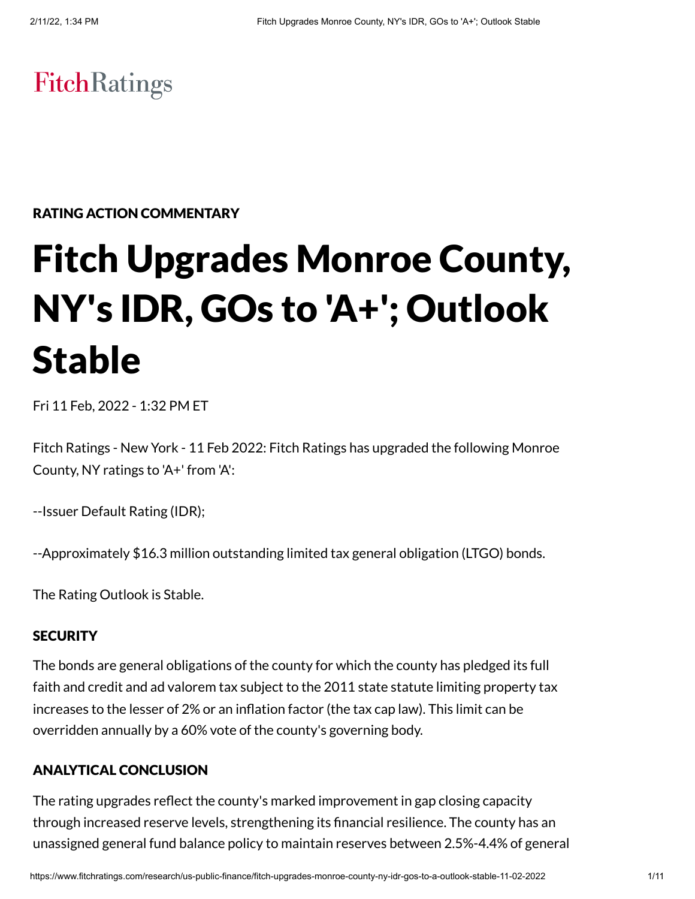FitchRatings

RATING ACTION COMMENTARY

# Fitch Upgrades Monroe County, NY's IDR, GOs to 'A+'; Outlook Stable

Fri 11 Feb, 2022 - 1:32 PM ET

Fitch Ratings - New York - 11 Feb 2022: Fitch Ratings has upgraded the following Monroe County, NY ratings to 'A+' from 'A':

--Issuer Default Rating (IDR);

--Approximately $16.3 million outstanding limited tax general obligation (LTGO) bonds.

The Rating Outlook is Stable.

## SECURITY

The bonds are general obligations of the county for which the county has pledged its full faith and credit and ad valorem tax subject to the 2011 state statute limiting property tax increases to the lesser of 2% or an inflation factor (the tax cap law). This limit can be overridden annually by a 60% vote of the county's governing body.

## ANALYTICAL CONCLUSION

The rating upgrades reflect the county's marked improvement in gap closing capacity through increased reserve levels, strengthening its financial resilience. The county has an unassigned general fund balance policy to maintain reserves between 2.5%-4.4% of general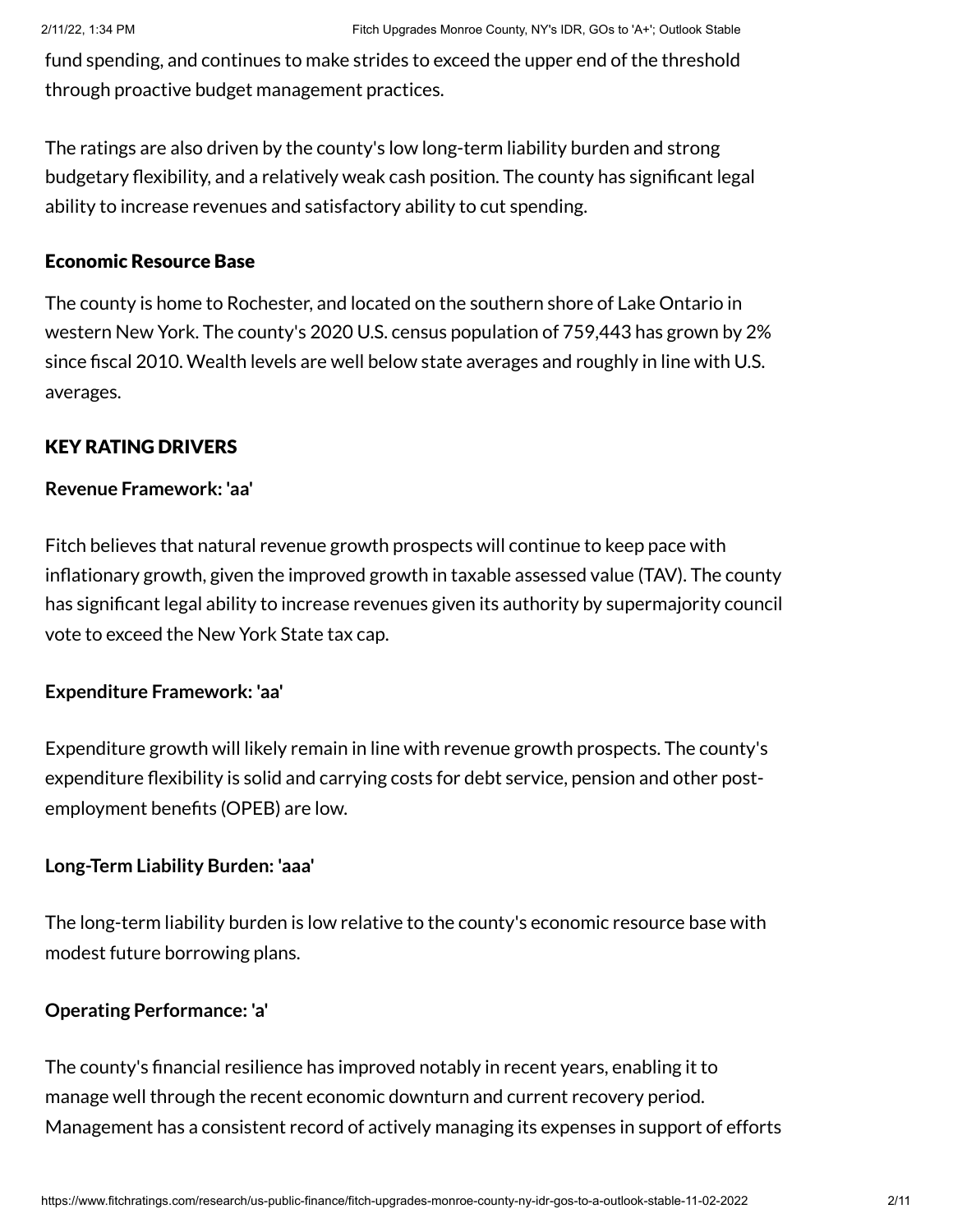fund spending, and continues to make strides to exceed the upper end of the threshold through proactive budget management practices.

The ratings are also driven by the county's low long-term liability burden and strong budgetary flexibility, and a relatively weak cash position. The county has significant legal ability to increase revenues and satisfactory ability to cut spending.

### Economic Resource Base

The county is home to Rochester, and located on the southern shore of Lake Ontario in western New York. The county's 2020 U.S. census population of 759,443 has grown by 2% since fiscal 2010. Wealth levels are well below state averages and roughly in line with U.S. averages.

### KEY RATING DRIVERS

**Revenue Framework: 'aa'**

Fitch believes that natural revenue growth prospects will continue to keep pace with inflationary growth, given the improved growth in taxable assessed value (TAV). The county has significant legal ability to increase revenues given its authority by supermajority council vote to exceed the New York State tax cap.

**Expenditure Framework: 'aa'**

Expenditure growth will likely remain in line with revenue growth prospects. The county's expenditure flexibility is solid and carrying costs for debt service, pension and other post-employment benefits (OPEB) are low.

**Long-Term Liability Burden: 'aaa'**

The long-term liability burden is low relative to the county's economic resource base with modest future borrowing plans.

**Operating Performance: 'a'**

The county's financial resilience has improved notably in recent years, enabling it to manage well through the recent economic downturn and current recovery period. Management has a consistent record of actively managing its expenses in support of efforts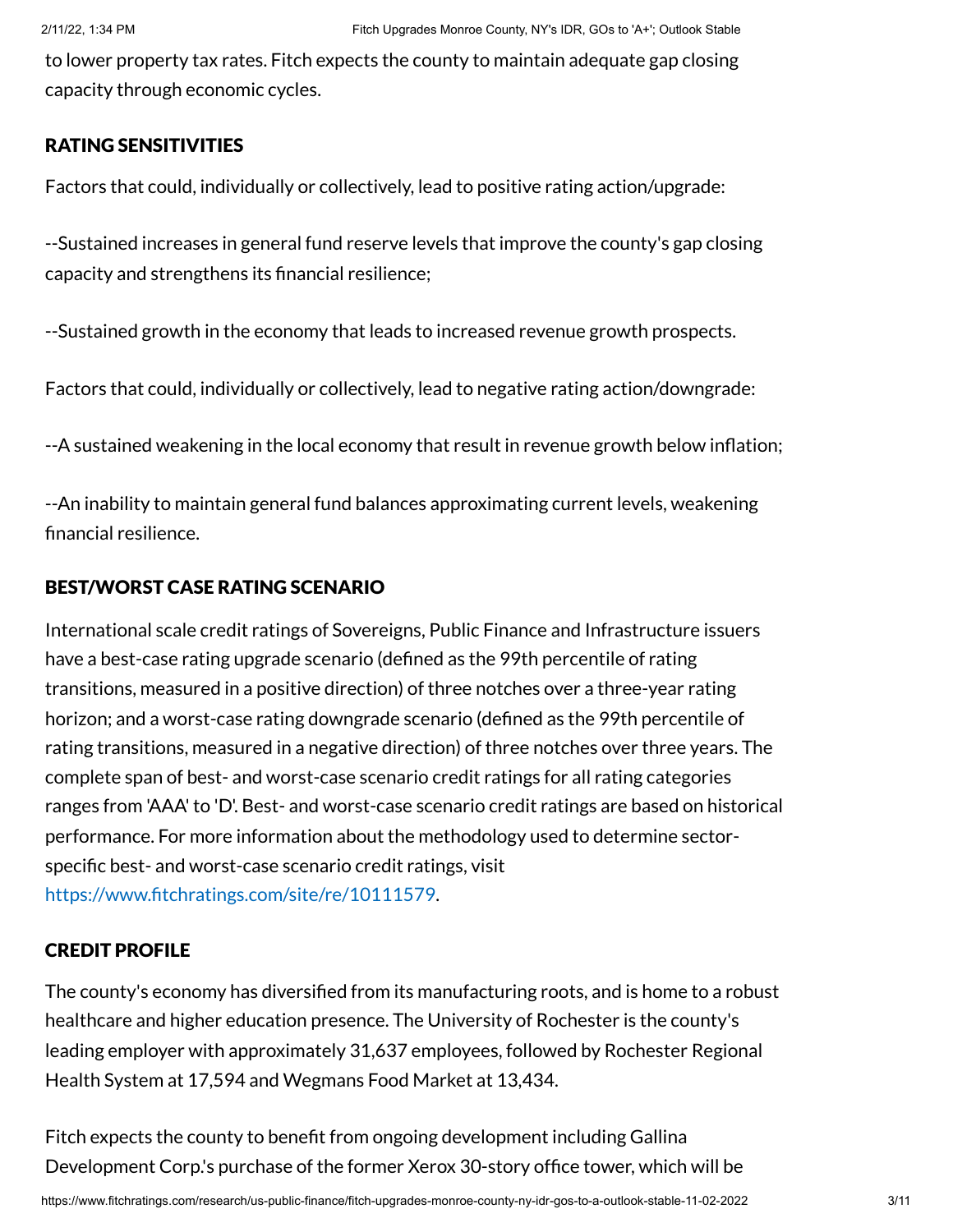to lower property tax rates. Fitch expects the county to maintain adequate gap closing capacity through economic cycles.

### RATING SENSITIVITIES

Factors that could, individually or collectively, lead to positive rating action/upgrade:

--Sustained increases in general fund reserve levels that improve the county's gap closing capacity and strengthens its financial resilience;

--Sustained growth in the economy that leads to increased revenue growth prospects.

Factors that could, individually or collectively, lead to negative rating action/downgrade:

--A sustained weakening in the local economy that result in revenue growth below inflation;

--An inability to maintain general fund balances approximating current levels, weakening financial resilience.

### BEST/WORST CASE RATING SCENARIO

International scale credit ratings of Sovereigns, Public Finance and Infrastructure issuers have a best-case rating upgrade scenario (defined as the 99th percentile of rating transitions, measured in a positive direction) of three notches over a three-year rating horizon; and a worst-case rating downgrade scenario (defined as the 99th percentile of rating transitions, measured in a negative direction) of three notches over three years. The complete span of best- and worst-case scenario credit ratings for all rating categories ranges from 'AAA' to 'D'. Best- and worst-case scenario credit ratings are based on historical performance. For more information about the methodology used to determine sector-specific best- and worst-case scenario credit ratings, visit https://www.fitchratings.com/site/re/10111579.

### CREDIT PROFILE

The county's economy has diversified from its manufacturing roots, and is home to a robust healthcare and higher education presence. The University of Rochester is the county's leading employer with approximately 31,637 employees, followed by Rochester Regional Health System at 17,594 and Wegmans Food Market at 13,434.

Fitch expects the county to benefit from ongoing development including Gallina Development Corp.'s purchase of the former Xerox 30-story office tower, which will be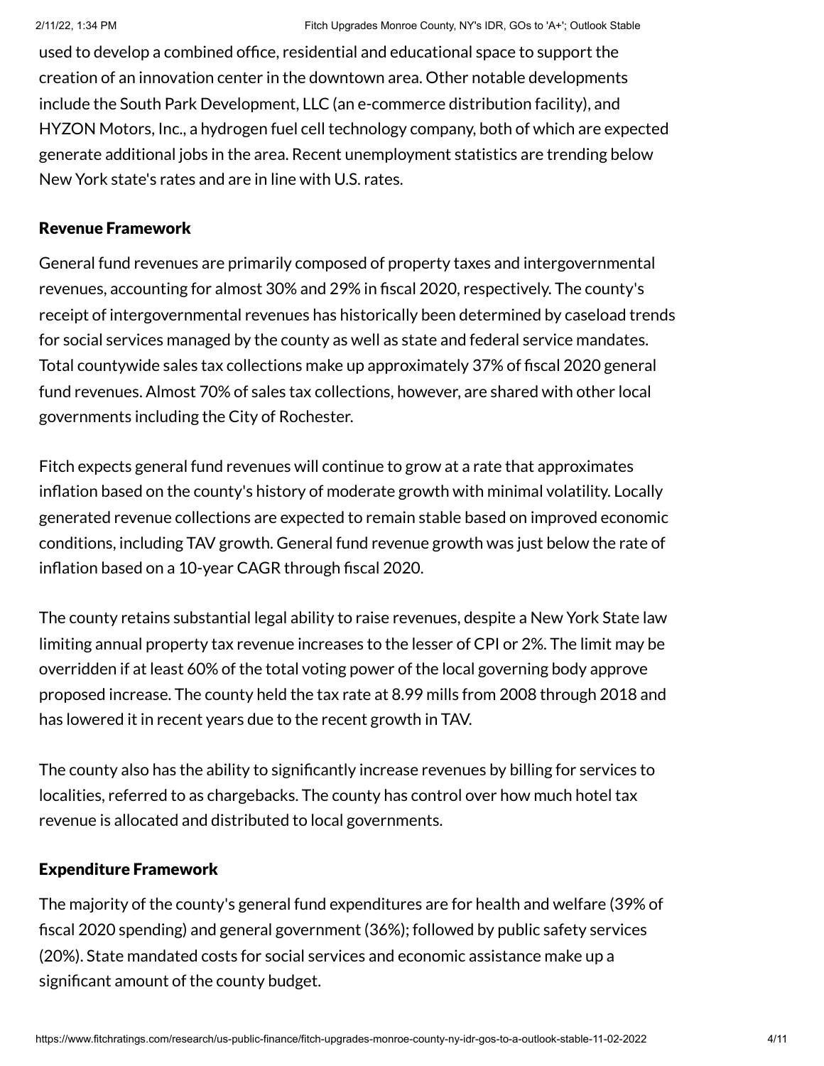used to develop a combined office, residential and educational space to support the creation of an innovation center in the downtown area. Other notable developments include the South Park Development, LLC (an e-commerce distribution facility), and HYZON Motors, Inc., a hydrogen fuel cell technology company, both of which are expected generate additional jobs in the area. Recent unemployment statistics are trending below New York state's rates and are in line with U.S. rates.

### Revenue Framework

General fund revenues are primarily composed of property taxes and intergovernmental revenues, accounting for almost 30% and 29% in fiscal 2020, respectively. The county's receipt of intergovernmental revenues has historically been determined by caseload trends for social services managed by the county as well as state and federal service mandates. Total countywide sales tax collections make up approximately 37% of fiscal 2020 general fund revenues. Almost 70% of sales tax collections, however, are shared with other local governments including the City of Rochester.

Fitch expects general fund revenues will continue to grow at a rate that approximates inflation based on the county's history of moderate growth with minimal volatility. Locally generated revenue collections are expected to remain stable based on improved economic conditions, including TAV growth. General fund revenue growth was just below the rate of inflation based on a 10-year CAGR through fiscal 2020.

The county retains substantial legal ability to raise revenues, despite a New York State law limiting annual property tax revenue increases to the lesser of CPI or 2%. The limit may be overridden if at least 60% of the total voting power of the local governing body approve proposed increase. The county held the tax rate at 8.99 mills from 2008 through 2018 and has lowered it in recent years due to the recent growth in TAV.

The county also has the ability to significantly increase revenues by billing for services to localities, referred to as chargebacks. The county has control over how much hotel tax revenue is allocated and distributed to local governments.

### Expenditure Framework

The majority of the county's general fund expenditures are for health and welfare (39% of fiscal 2020 spending) and general government (36%); followed by public safety services (20%). State mandated costs for social services and economic assistance make up a significant amount of the county budget.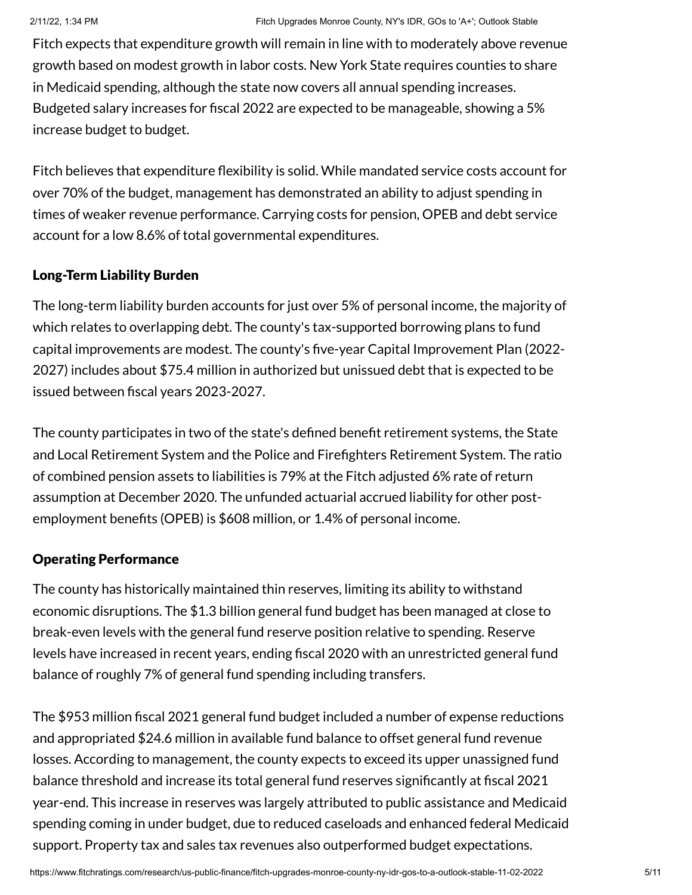Fitch expects that expenditure growth will remain in line with to moderately above revenue growth based on modest growth in labor costs. New York State requires counties to share in Medicaid spending, although the state now covers all annual spending increases. Budgeted salary increases for fiscal 2022 are expected to be manageable, showing a 5% increase budget to budget.

Fitch believes that expenditure flexibility is solid. While mandated service costs account for over 70% of the budget, management has demonstrated an ability to adjust spending in times of weaker revenue performance. Carrying costs for pension, OPEB and debt service account for a low 8.6% of total governmental expenditures.

### Long-Term Liability Burden

The long-term liability burden accounts for just over 5% of personal income, the majority of which relates to overlapping debt. The county's tax-supported borrowing plans to fund capital improvements are modest. The county's five-year Capital Improvement Plan (2022-2027) includes about $75.4 million in authorized but unissued debt that is expected to be issued between fiscal years 2023-2027.

The county participates in two of the state's defined benefit retirement systems, the State and Local Retirement System and the Police and Firefighters Retirement System. The ratio of combined pension assets to liabilities is 79% at the Fitch adjusted 6% rate of return assumption at December 2020. The unfunded actuarial accrued liability for other post-employment benefits (OPEB) is $608 million, or 1.4% of personal income.

### Operating Performance

The county has historically maintained thin reserves, limiting its ability to withstand economic disruptions. The $1.3 billion general fund budget has been managed at close to break-even levels with the general fund reserve position relative to spending. Reserve levels have increased in recent years, ending fiscal 2020 with an unrestricted general fund balance of roughly 7% of general fund spending including transfers.

The $953 million fiscal 2021 general fund budget included a number of expense reductions and appropriated $24.6 million in available fund balance to offset general fund revenue losses. According to management, the county expects to exceed its upper unassigned fund balance threshold and increase its total general fund reserves significantly at fiscal 2021 year-end. This increase in reserves was largely attributed to public assistance and Medicaid spending coming in under budget, due to reduced caseloads and enhanced federal Medicaid support. Property tax and sales tax revenues also outperformed budget expectations.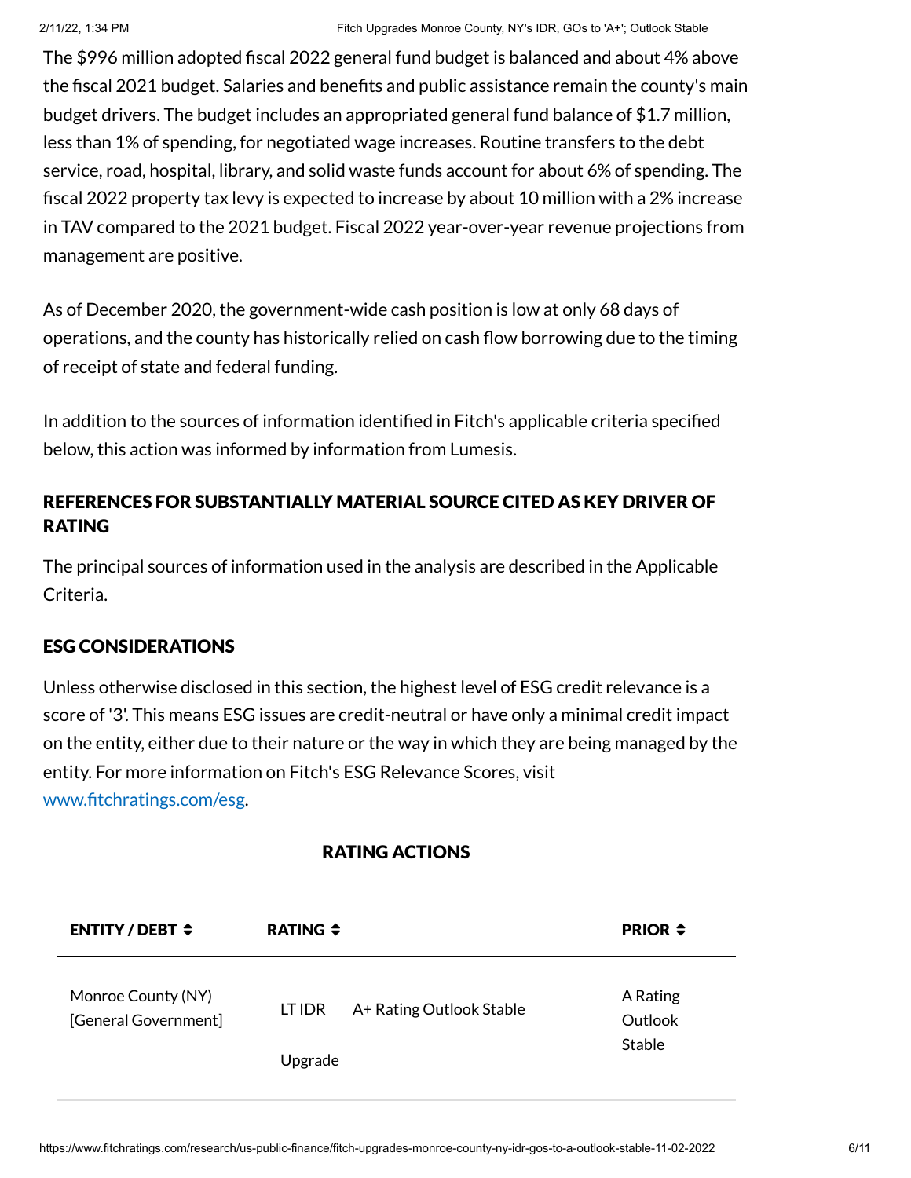The $996 million adopted fiscal 2022 general fund budget is balanced and about 4% above the fiscal 2021 budget. Salaries and benefits and public assistance remain the county's main budget drivers. The budget includes an appropriated general fund balance of $1.7 million, less than 1% of spending, for negotiated wage increases. Routine transfers to the debt service, road, hospital, library, and solid waste funds account for about 6% of spending. The fiscal 2022 property tax levy is expected to increase by about 10 million with a 2% increase in TAV compared to the 2021 budget. Fiscal 2022 year-over-year revenue projections from management are positive.

As of December 2020, the government-wide cash position is low at only 68 days of operations, and the county has historically relied on cash flow borrowing due to the timing of receipt of state and federal funding.

In addition to the sources of information identified in Fitch's applicable criteria specified below, this action was informed by information from Lumesis.

## REFERENCES FOR SUBSTANTIALLY MATERIAL SOURCE CITED AS KEY DRIVER OF RATING

The principal sources of information used in the analysis are described in the Applicable Criteria.

## ESG CONSIDERATIONS

Unless otherwise disclosed in this section, the highest level of ESG credit relevance is a score of '3'. This means ESG issues are credit-neutral or have only a minimal credit impact on the entity, either due to their nature or the way in which they are being managed by the entity. For more information on Fitch's ESG Relevance Scores, visit www.fitchratings.com/esg.

## RATING ACTIONS

| ENTITY / DEBT | RATING | | PRIOR |
|---|---|---|---|
| Monroe County (NY) [General Government] | LT IDR<br>Upgrade | A+ Rating Outlook Stable | A Rating Outlook Stable |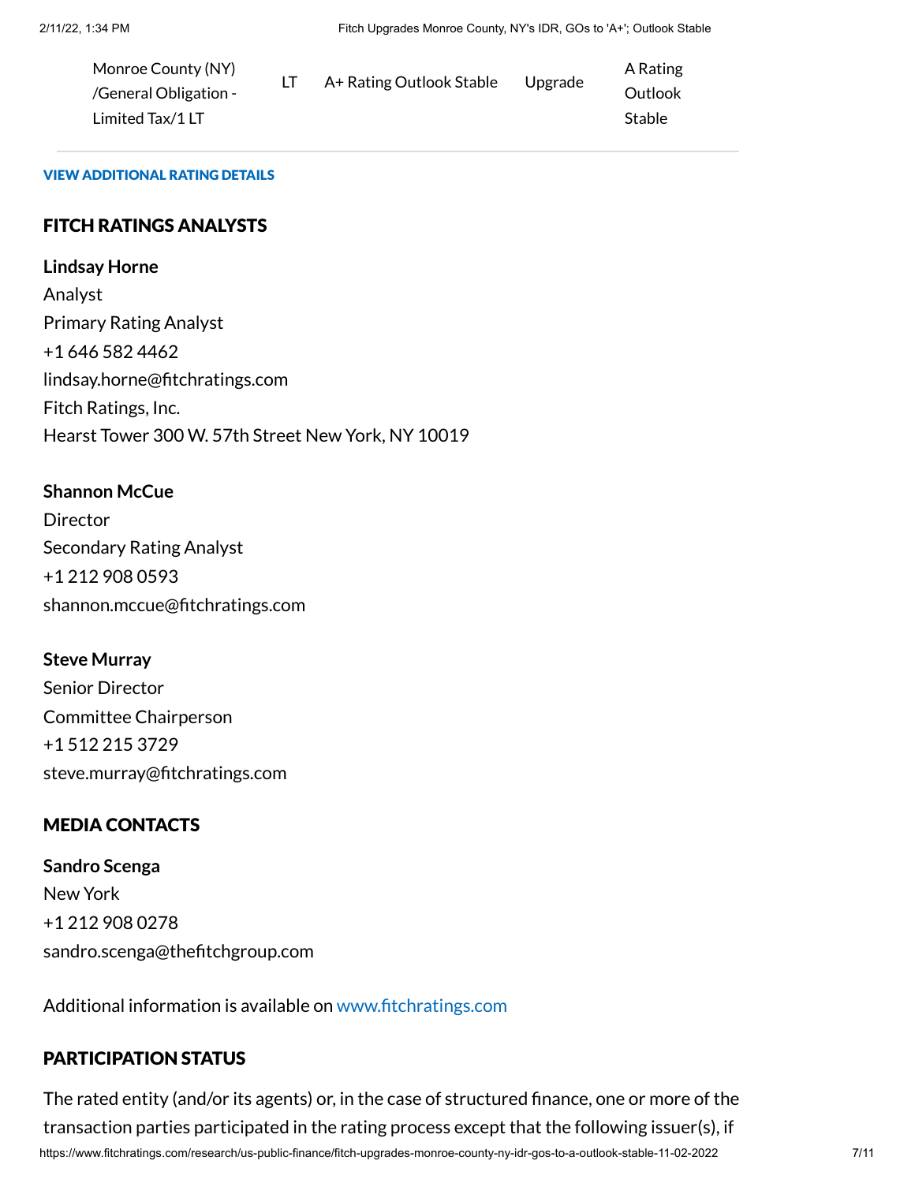| Monroe County (NY) /General Obligation - Limited Tax/1 LT | LT | A+ Rating Outlook Stable | Upgrade | A Rating Outlook Stable |
|---|---|---|---|---|

**VIEW ADDITIONAL RATING DETAILS**

## FITCH RATINGS ANALYSTS

**Lindsay Horne**
Analyst
Primary Rating Analyst
+1 646 582 4462
lindsay.horne@fitchratings.com
Fitch Ratings, Inc.
Hearst Tower 300 W. 57th Street New York, NY 10019

**Shannon McCue**
Director
Secondary Rating Analyst
+1 212 908 0593
shannon.mccue@fitchratings.com

**Steve Murray**
Senior Director
Committee Chairperson
+1 512 215 3729
steve.murray@fitchratings.com

## MEDIA CONTACTS

**Sandro Scenga**
New York
+1 212 908 0278
sandro.scenga@thefitchgroup.com

Additional information is available on www.fitchratings.com

## PARTICIPATION STATUS

The rated entity (and/or its agents) or, in the case of structured finance, one or more of the transaction parties participated in the rating process except that the following issuer(s), if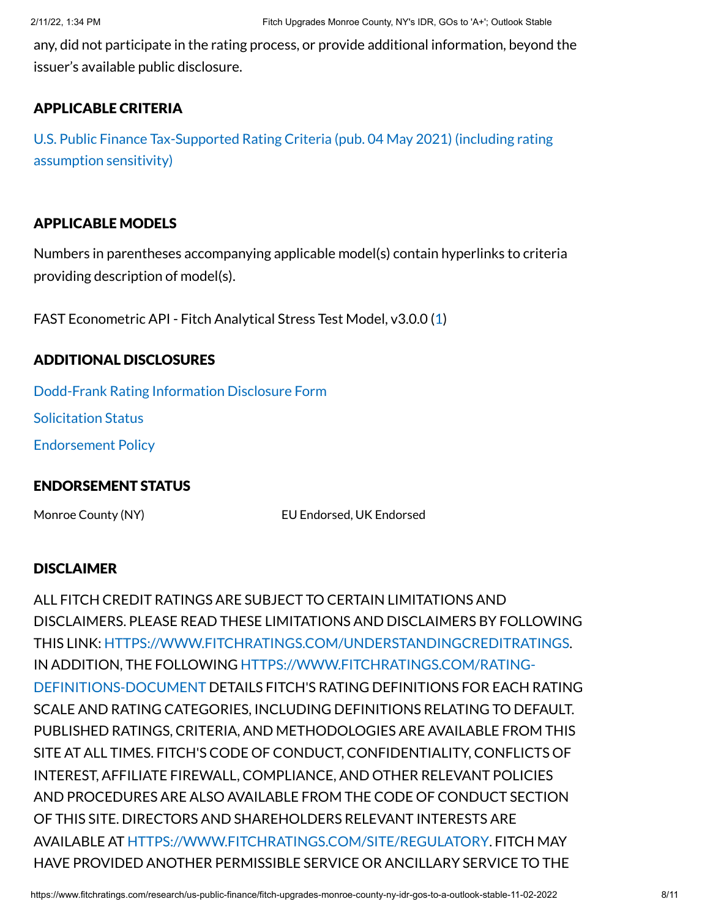any, did not participate in the rating process, or provide additional information, beyond the issuer's available public disclosure.

## APPLICABLE CRITERIA

U.S. Public Finance Tax-Supported Rating Criteria (pub. 04 May 2021) (including rating assumption sensitivity)

## APPLICABLE MODELS

Numbers in parentheses accompanying applicable model(s) contain hyperlinks to criteria providing description of model(s).

FAST Econometric API - Fitch Analytical Stress Test Model, v3.0.0 (1)

## ADDITIONAL DISCLOSURES

Dodd-Frank Rating Information Disclosure Form

Solicitation Status

Endorsement Policy

## ENDORSEMENT STATUS

| Monroe County (NY) | EU Endorsed, UK Endorsed |
|---|---|

## DISCLAIMER

ALL FITCH CREDIT RATINGS ARE SUBJECT TO CERTAIN LIMITATIONS AND DISCLAIMERS. PLEASE READ THESE LIMITATIONS AND DISCLAIMERS BY FOLLOWING THIS LINK: HTTPS://WWW.FITCHRATINGS.COM/UNDERSTANDINGCREDITRATINGS. IN ADDITION, THE FOLLOWING HTTPS://WWW.FITCHRATINGS.COM/RATING-DEFINITIONS-DOCUMENT DETAILS FITCH'S RATING DEFINITIONS FOR EACH RATING SCALE AND RATING CATEGORIES, INCLUDING DEFINITIONS RELATING TO DEFAULT. PUBLISHED RATINGS, CRITERIA, AND METHODOLOGIES ARE AVAILABLE FROM THIS SITE AT ALL TIMES. FITCH'S CODE OF CONDUCT, CONFIDENTIALITY, CONFLICTS OF INTEREST, AFFILIATE FIREWALL, COMPLIANCE, AND OTHER RELEVANT POLICIES AND PROCEDURES ARE ALSO AVAILABLE FROM THE CODE OF CONDUCT SECTION OF THIS SITE. DIRECTORS AND SHAREHOLDERS RELEVANT INTERESTS ARE AVAILABLE AT HTTPS://WWW.FITCHRATINGS.COM/SITE/REGULATORY. FITCH MAY HAVE PROVIDED ANOTHER PERMISSIBLE SERVICE OR ANCILLARY SERVICE TO THE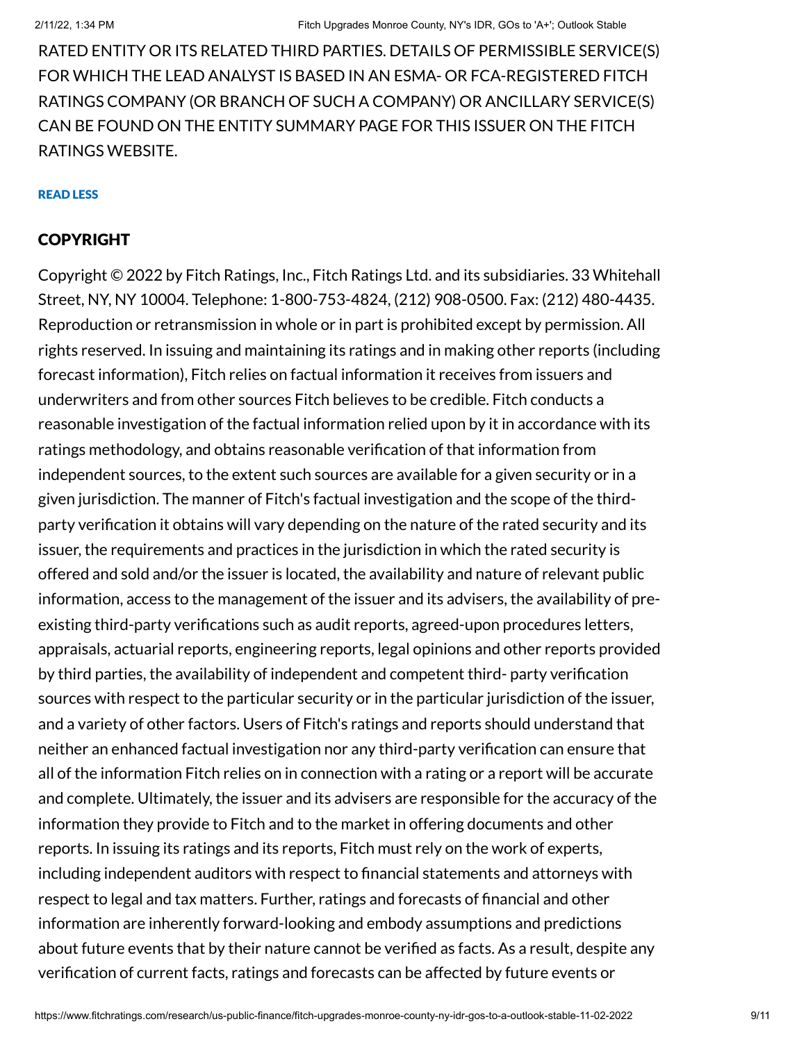RATED ENTITY OR ITS RELATED THIRD PARTIES. DETAILS OF PERMISSIBLE SERVICE(S) FOR WHICH THE LEAD ANALYST IS BASED IN AN ESMA- OR FCA-REGISTERED FITCH RATINGS COMPANY (OR BRANCH OF SUCH A COMPANY) OR ANCILLARY SERVICE(S) CAN BE FOUND ON THE ENTITY SUMMARY PAGE FOR THIS ISSUER ON THE FITCH RATINGS WEBSITE.

READ LESS

## COPYRIGHT

Copyright © 2022 by Fitch Ratings, Inc., Fitch Ratings Ltd. and its subsidiaries. 33 Whitehall Street, NY, NY 10004. Telephone: 1-800-753-4824, (212) 908-0500. Fax: (212) 480-4435. Reproduction or retransmission in whole or in part is prohibited except by permission. All rights reserved. In issuing and maintaining its ratings and in making other reports (including forecast information), Fitch relies on factual information it receives from issuers and underwriters and from other sources Fitch believes to be credible. Fitch conducts a reasonable investigation of the factual information relied upon by it in accordance with its ratings methodology, and obtains reasonable verification of that information from independent sources, to the extent such sources are available for a given security or in a given jurisdiction. The manner of Fitch's factual investigation and the scope of the third-party verification it obtains will vary depending on the nature of the rated security and its issuer, the requirements and practices in the jurisdiction in which the rated security is offered and sold and/or the issuer is located, the availability and nature of relevant public information, access to the management of the issuer and its advisers, the availability of pre-existing third-party verifications such as audit reports, agreed-upon procedures letters, appraisals, actuarial reports, engineering reports, legal opinions and other reports provided by third parties, the availability of independent and competent third- party verification sources with respect to the particular security or in the particular jurisdiction of the issuer, and a variety of other factors. Users of Fitch's ratings and reports should understand that neither an enhanced factual investigation nor any third-party verification can ensure that all of the information Fitch relies on in connection with a rating or a report will be accurate and complete. Ultimately, the issuer and its advisers are responsible for the accuracy of the information they provide to Fitch and to the market in offering documents and other reports. In issuing its ratings and its reports, Fitch must rely on the work of experts, including independent auditors with respect to financial statements and attorneys with respect to legal and tax matters. Further, ratings and forecasts of financial and other information are inherently forward-looking and embody assumptions and predictions about future events that by their nature cannot be verified as facts. As a result, despite any verification of current facts, ratings and forecasts can be affected by future events or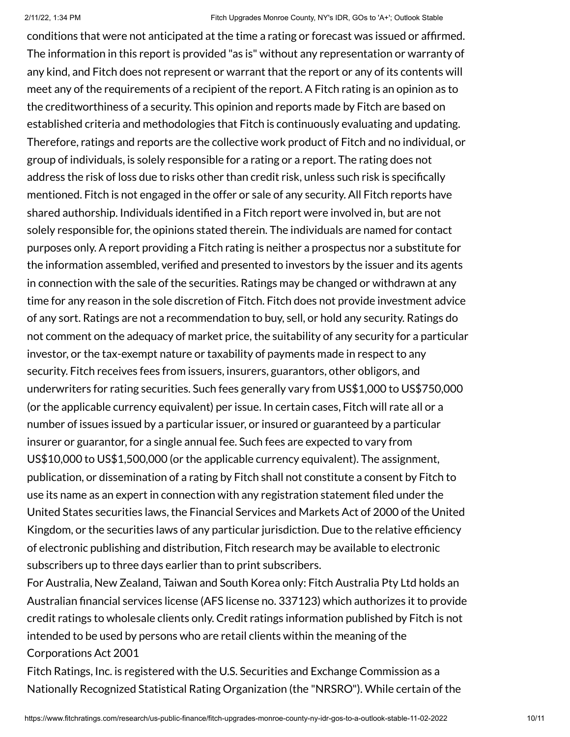conditions that were not anticipated at the time a rating or forecast was issued or affirmed. The information in this report is provided "as is" without any representation or warranty of any kind, and Fitch does not represent or warrant that the report or any of its contents will meet any of the requirements of a recipient of the report. A Fitch rating is an opinion as to the creditworthiness of a security. This opinion and reports made by Fitch are based on established criteria and methodologies that Fitch is continuously evaluating and updating. Therefore, ratings and reports are the collective work product of Fitch and no individual, or group of individuals, is solely responsible for a rating or a report. The rating does not address the risk of loss due to risks other than credit risk, unless such risk is specifically mentioned. Fitch is not engaged in the offer or sale of any security. All Fitch reports have shared authorship. Individuals identified in a Fitch report were involved in, but are not solely responsible for, the opinions stated therein. The individuals are named for contact purposes only. A report providing a Fitch rating is neither a prospectus nor a substitute for the information assembled, verified and presented to investors by the issuer and its agents in connection with the sale of the securities. Ratings may be changed or withdrawn at any time for any reason in the sole discretion of Fitch. Fitch does not provide investment advice of any sort. Ratings are not a recommendation to buy, sell, or hold any security. Ratings do not comment on the adequacy of market price, the suitability of any security for a particular investor, or the tax-exempt nature or taxability of payments made in respect to any security. Fitch receives fees from issuers, insurers, guarantors, other obligors, and underwriters for rating securities. Such fees generally vary from US$1,000 to US$750,000 (or the applicable currency equivalent) per issue. In certain cases, Fitch will rate all or a number of issues issued by a particular issuer, or insured or guaranteed by a particular insurer or guarantor, for a single annual fee. Such fees are expected to vary from US$10,000 to US$1,500,000 (or the applicable currency equivalent). The assignment, publication, or dissemination of a rating by Fitch shall not constitute a consent by Fitch to use its name as an expert in connection with any registration statement filed under the United States securities laws, the Financial Services and Markets Act of 2000 of the United Kingdom, or the securities laws of any particular jurisdiction. Due to the relative efficiency of electronic publishing and distribution, Fitch research may be available to electronic subscribers up to three days earlier than to print subscribers.

For Australia, New Zealand, Taiwan and South Korea only: Fitch Australia Pty Ltd holds an Australian financial services license (AFS license no. 337123) which authorizes it to provide credit ratings to wholesale clients only. Credit ratings information published by Fitch is not intended to be used by persons who are retail clients within the meaning of the Corporations Act 2001

Fitch Ratings, Inc. is registered with the U.S. Securities and Exchange Commission as a Nationally Recognized Statistical Rating Organization (the "NRSRO"). While certain of the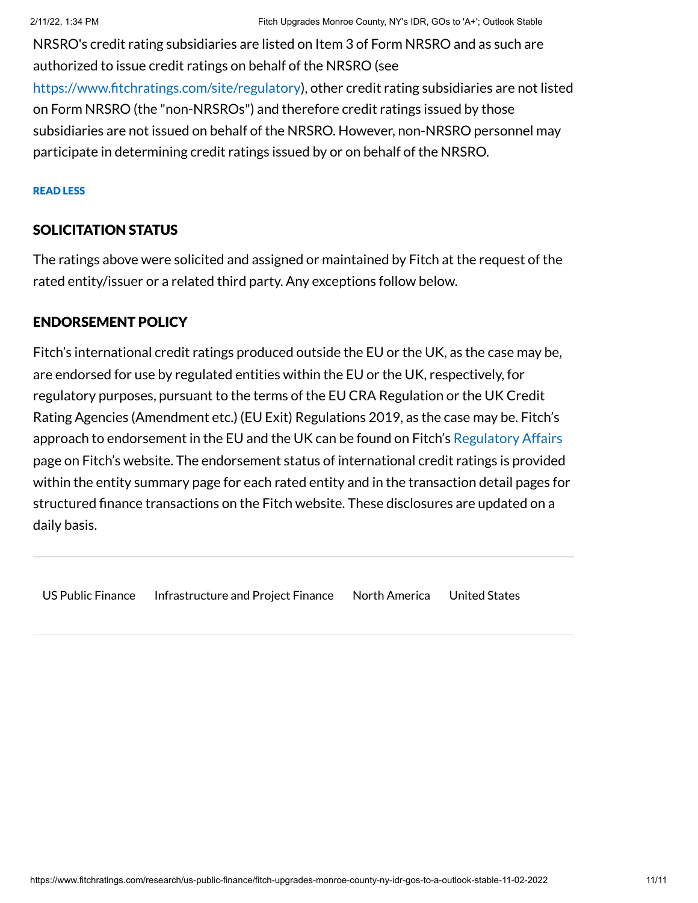NRSRO's credit rating subsidiaries are listed on Item 3 of Form NRSRO and as such are authorized to issue credit ratings on behalf of the NRSRO (see https://www.fitchratings.com/site/regulatory), other credit rating subsidiaries are not listed on Form NRSRO (the "non-NRSROs") and therefore credit ratings issued by those subsidiaries are not issued on behalf of the NRSRO. However, non-NRSRO personnel may participate in determining credit ratings issued by or on behalf of the NRSRO.

READ LESS

## SOLICITATION STATUS

The ratings above were solicited and assigned or maintained by Fitch at the request of the rated entity/issuer or a related third party. Any exceptions follow below.

## ENDORSEMENT POLICY

Fitch's international credit ratings produced outside the EU or the UK, as the case may be, are endorsed for use by regulated entities within the EU or the UK, respectively, for regulatory purposes, pursuant to the terms of the EU CRA Regulation or the UK Credit Rating Agencies (Amendment etc.) (EU Exit) Regulations 2019, as the case may be. Fitch's approach to endorsement in the EU and the UK can be found on Fitch's Regulatory Affairs page on Fitch's website. The endorsement status of international credit ratings is provided within the entity summary page for each rated entity and in the transaction detail pages for structured finance transactions on the Fitch website. These disclosures are updated on a daily basis.

US Public Finance | Infrastructure and Project Finance | North America | United States